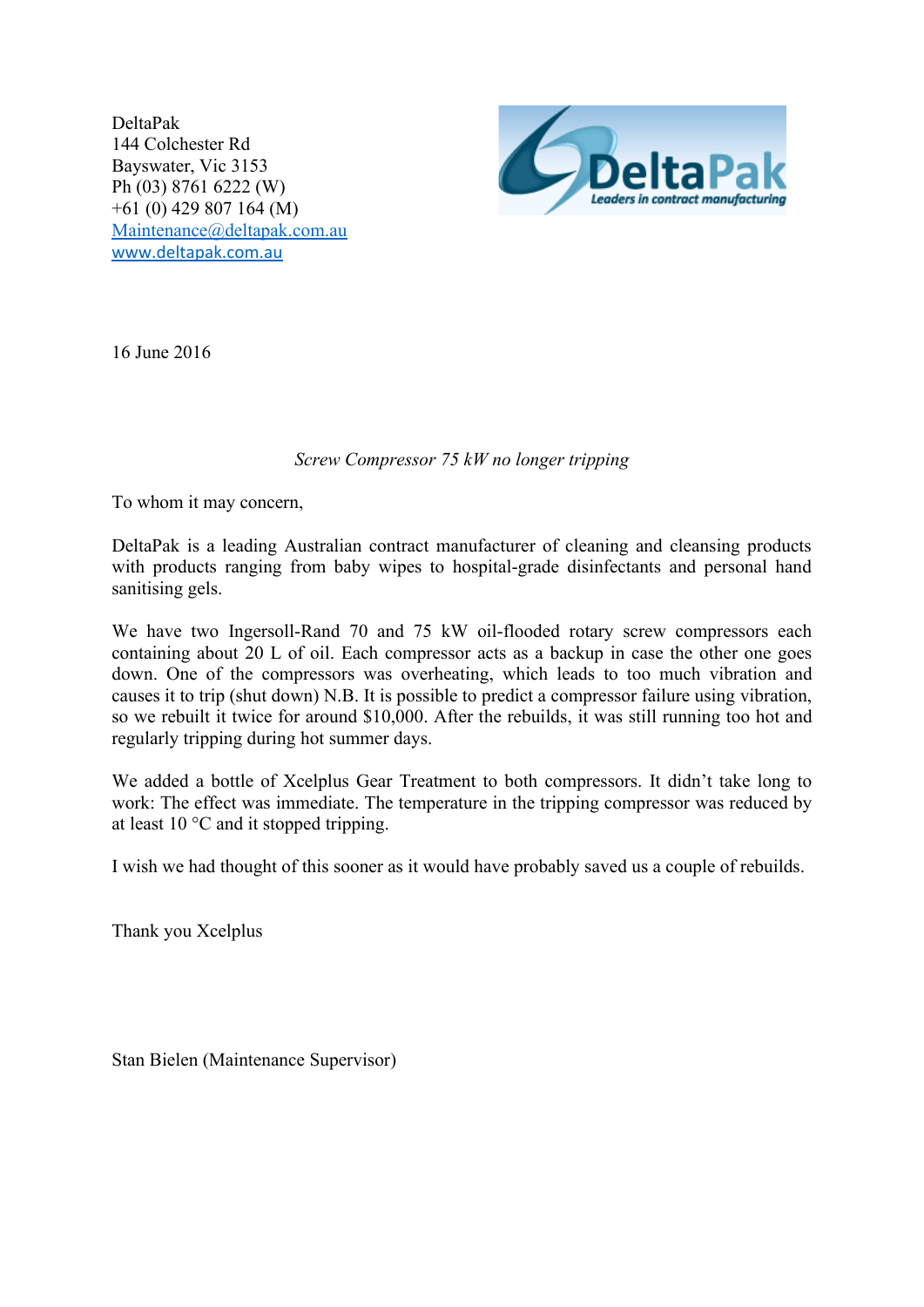DeltaPak
144 Colchester Rd
Bayswater, Vic 3153
Ph (03) 8761 6222 (W)
+61 (0) 429 807 164 (M)
Maintenance@deltapak.com.au
www.deltapak.com.au

DeltaPak
Leaders in contract manufacturing

16 June 2016

*Screw Compressor 75 kW no longer tripping*

To whom it may concern,

DeltaPak is a leading Australian contract manufacturer of cleaning and cleansing products with products ranging from baby wipes to hospital-grade disinfectants and personal hand sanitising gels.

We have two Ingersoll-Rand 70 and 75 kW oil-flooded rotary screw compressors each containing about 20 L of oil. Each compressor acts as a backup in case the other one goes down. One of the compressors was overheating, which leads to too much vibration and causes it to trip (shut down) N.B. It is possible to predict a compressor failure using vibration, so we rebuilt it twice for around $10,000. After the rebuilds, it was still running too hot and regularly tripping during hot summer days.

We added a bottle of Xcelplus Gear Treatment to both compressors. It didn't take long to work: The effect was immediate. The temperature in the tripping compressor was reduced by at least 10 °C and it stopped tripping.

I wish we had thought of this sooner as it would have probably saved us a couple of rebuilds.

Thank you Xcelplus

Stan Bielen (Maintenance Supervisor)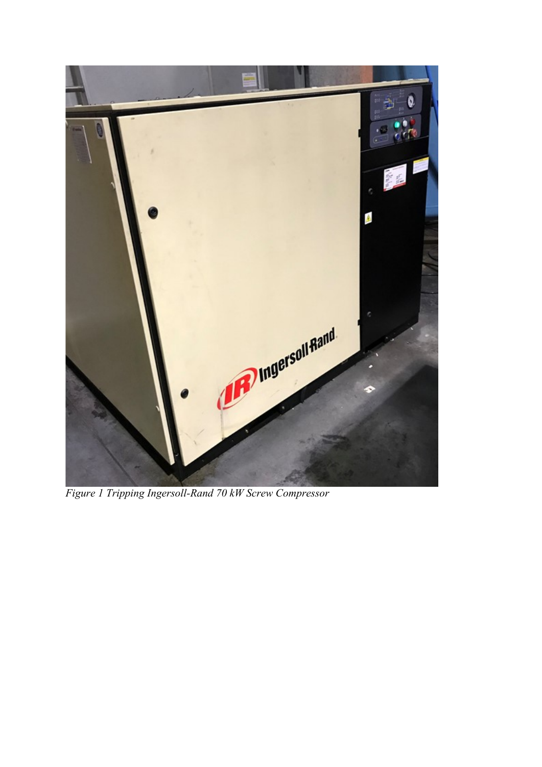*Figure 1 Tripping Ingersoll-Rand 70 kW Screw Compressor*